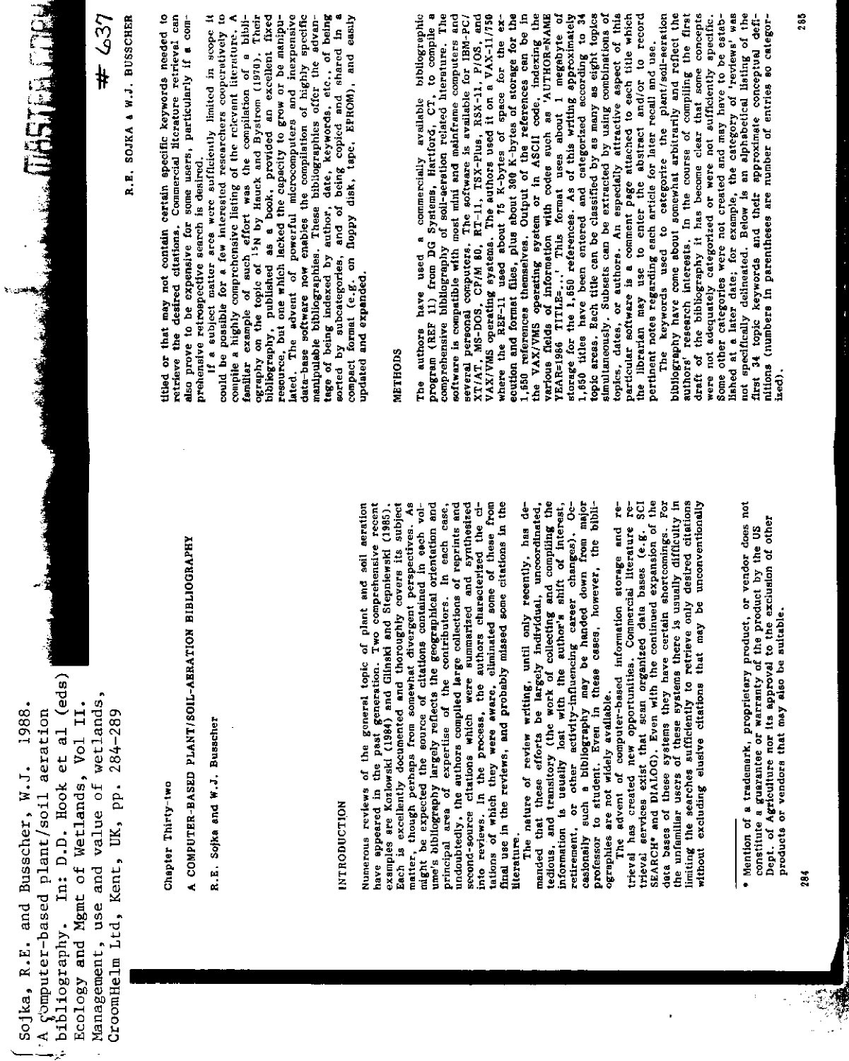Sojka, R.E. and Busscher, W.J. 1988. A computer-based plant/soil aeration bibliography. In: D.D. Hook et al (eds) Ecology and Mgmt of Wetlands, Vol II. Management, use and value of wetlands, CroomHelm Ltd, Kent, UK, pp. 284-289

\# 637

Chapter Thirty-two

# A COMPUTER-BASED PLANT/SOIL-AERATION BIBLIOGRAPHY

R.E. Sojka and W.J. Busscher

## INTRODUCTION

Numerous reviews of the general topic of plant and soil aeration have appeared in the past generation. Two comprehensive recent examples are Kozlowski (1984) and Glinski and Stepniewski (1985). Each is excellently documented and thoroughly covers its subject matter, though perhaps from somewhat divergent perspectives. As might be expected the source of citations contained in each volume's bibliography largely reflects the geographical orientation and principal area of expertise of the contributors. In each case, undoubtedly, the authors compiled large collections of reprints and second-source citations which were summarized and synthesized into reviews. In the process, the authors characterized the citations of which they were aware, eliminated some of these from final use in the reviews, and probably missed some citations in the literature.

The nature of review writing, until only recently, has demanded that these efforts be largely individual, uncoordinated, tedious, and transitory (the work of collecting and compiling the information is usually lost with the author's shift of interest, retirement, or other activity-influencing career changes). Occasionally such a bibliography may be handed down from major professor to student. Even in these cases, however, the bibliographies are not widely available.

The advent of computer-based information storage and retrieval has created new opportunities. Commercial literature retrieval services exist that scan organized data bases (e.g. SCI SEARCH* and DIALOG). Even with the continued expansion of the data bases of these systems they have certain shortcomings. For the unfamiliar users of these systems there is usually difficulty in limiting the searches sufficiently to retrieve only desired citations without excluding elusive citations that may be unconventionally titled or that may not contain certain specific keywords needed to retrieve the desired citations. Commercial literature retrieval can also prove to be expensive for some users, particularly if a comprehensive retrospective search is desired.

If a subject matter area were sufficiently limited in scope it could be possible for a few interested researchers cooperatively to compile a highly comprehensive listing of the relevant literature. A familiar example of such effort was the compilation of a bibliography on the topic of $^{15}$N by Hauck and Bystrom (1970). Their bibliography, published as a book, provided an excellent fixed resource, but one which lacked the capacity to grow or be manipulated. The advent of powerful microcomputers and inexpensive data-base software now enables the compilation of highly specific manipulable bibliographies. These bibliographies offer the advantage of being indexed by author, date, keywords, etc., of being sorted by subcategories, and of being copied and shared in a compact format (e.g. on floppy disk, tape, EPROM), and easily updated and expanded.

## METHODS

The authors have used a commercially available bibliographic program (REF 11) from DG Systems, Hartford, CT, to compile a comprehensive bibliography of soil-aeration related literature. The software is compatible with most mini and mainframe computers and several personal computers. The software is available for IBM-PC/XT/AT, MS-DOS, CP/M 80, RT-11, TSX-Plus, RSX-11, P/OS, and VAX/VMS operating systems. The authors used it on a VAX-11/750 where the REF-11 used about 75 K-bytes of space for the execution and format files, plus about 300 K-bytes of storage for the 1,650 references themselves. Output of the references can be in the VAX/VMS operating system or in ASCII code, indexing the various fields of information with codes such as 'AUTHOR=NAME YEAR=1986 TITLE=...' This format uses about 1 megabyte of storage for the 1,650 references. As of this writing approximately 1,650 titles have been entered and categorized according to 34 topic areas. Each title can be classified by as many as eight topics simultaneously. Subsets can be extracted by using combinations of topics, dates, or authors. An especially attractive aspect of this particular software is a comment page attached to each title which the librarian may use to enter the abstract and/or to record pertinent notes regarding each article for later recall and use.

The keywords used to categorize the plant/soil-aeration bibliography have come about somewhat arbitrarily and reflect the authors' research interests. In the course of compiling the first draft of the bibliography it has become clear that some concepts were not adequately categorized or were not sufficiently specific. Some other categories were not created and may have to be established at a later date; for example, the category of 'reviews' was not specifically delineated. Below is an alphabetical listing of the first 34 topic keywords and their approximate conceptual definitions (numbers in parentheses are number of entries so categorized).

\* Mention of a trademark, proprietary product, or vendor does not constitute a guarantee or warranty of the product by the US Dept. of Agriculture nor its approval to the exclusion of other products or vendors that may also be suitable.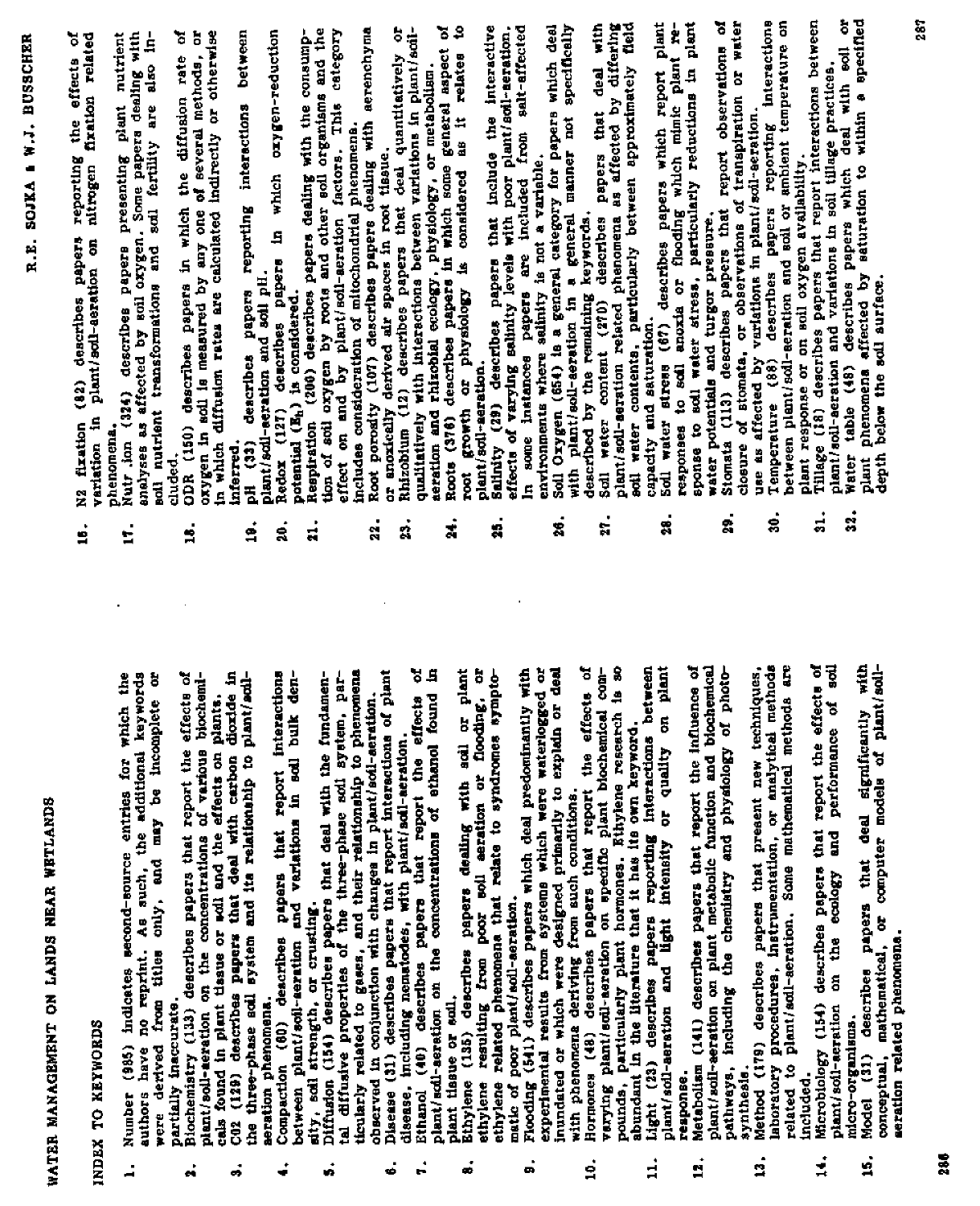## INDEX TO KEYWORDS

1. Number (985) indicates second-source entries for which the authors have no reprint. As such, the additional keywords were derived from titles only, and may be incomplete or partially inaccurate.
2. Biochemistry (133) describes papers that report the effects of plant/soil-aeration on the concentrations of various biochemicals found in plant tissue or soil and the effects on plants.
3. C02 (129) describes papers that deal with carbon dioxide in the three-phase soil system and its relationship to plant/soil-aeration phenomena.
4. Compaction (60) describes papers that report interactions between plant/soil-aeration and variations in soil bulk density, soil strength, or crusting.
5. Diffusion (154) describes papers that deal with the fundamental diffusive properties of the three-phase soil system, particularly related to gases, and their relationship to phenomena observed in conjunction with changes in plant/soil-aeration.
6. Disease (31) describes papers that report interactions of plant disease, including nematodes, with plant/soil-aeration.
7. Ethanol (40) describes papers that report the effects of plant/soil-aeration on the concentrations of ethanol found in plant tissue or soil.
8. Ethylene (135) describes papers dealing with soil or plant ethylene resulting from poor soil aeration or flooding, or ethylene related phenomena that relate to syndromes symptomatic of poor plant/soil-aeration.
9. Flooding (541) describes papers which deal predominantly with experimental results from systems which were waterlogged or inundated or which were designed primarily to explain or deal with phenomena deriving from such conditions.
10. Hormones (48) describes papers that report the effects of varying plant/soil-aeration on specific plant biochemical compounds, particularly plant hormones. Ethylene research is so abundant in the literature that it has its own keyword.
11. Light (23) describes papers reporting interactions between plant/soil-aeration and light intensity or quality on plant response.
12. Metabolism (141) describes papers that report the influence of plant/soil-aeration on plant metabolic function and biochemical pathways, including the chemistry and physiology of photosynthesis.
13. Method (179) describes papers that present new techniques, laboratory procedures, instrumentation, or analytical methods related to plant/soil-aeration. Some mathematical methods are included.
14. Microbiology (154) describes papers that report the effects of plant/soil-aeration on the ecology and performance of soil micro-organisms.
15. Model (31) describes papers that deal significantly with conceptual, mathematical, or computer models of plant/soil-aeration related phenomena.
16. N2 fixation (82) describes papers reporting the effects of variation in plant/soil-aeration on nitrogen fixation related phenomena.
17. Nutr.ion (324) describes papers presenting plant nutrient analyses as affected by soil oxygen. Some papers dealing with soil nutrient transformations and soil fertility are also included.
18. ODR (150) describes papers in which the diffusion rate of oxygen in soil is measured by any one of several methods, or in which diffusion rates are calculated indirectly or otherwise inferred.
19. pH (33) describes papers reporting interactions between plant/soil-aeration and soil pH.
20. Redox (127) describes papers in which oxygen-reduction potential ($E_h$) is considered.
21. Respiration (200) describes papers dealing with the consumption of soil oxygen by roots and other soil organisms and the effect on and by plant/soil-aeration factors. This category includes consideration of mitochondrial phenomena.
22. Root porosity (107) describes papers dealing with aerenchyma or anoxically derived air spaces in root tissue.
23. Rhizobium (12) describes papers that deal quantitatively or qualitatively with interactions between variations in plant/soil-aeration and rhizobial ecology, physiology, or metabolism.
24. Roots (376) describes papers in which some general aspect of root growth or physiology is considered as it relates to plant/soil-aeration.
25. Salinity (29) describes papers that include the interactive effects of varying salinity levels with poor plant/soil-aeration. In some instances papers are included from salt-affected environments where salinity is not a variable.
26. Soil Oxygen (654) is a general category for papers which deal with plant/soil-aeration in a general manner not specifically described by the remaining keywords.
27. Soil water content (270) describes papers that deal with plant/soil-aeration related phenomena as affected by differing soil water contents, particularly between approximately field capacity and saturation.
28. Soil water stress (67) describes papers which report plant responses to soil anoxia or flooding which mimic plant response to soil water stress, particularly reductions in plant water potentials and turgor pressure.
29. Stomata (113) describes papers that report observations of closure of stomata, or observations of transpiration or water use as affected by variations in plant/soil-aeration.
30. Temperature (88) describes papers reporting interactions between plant/soil-aeration and soil or ambient temperature on plant response or on soil oxygen availability.
31. Tillage (18) describes papers that report interactions between plant/soil-aeration and variations in soil tillage practices.
32. Water table (48) describes papers which deal with soil or plant phenomena affected by saturation to within a specified depth below the soil surface.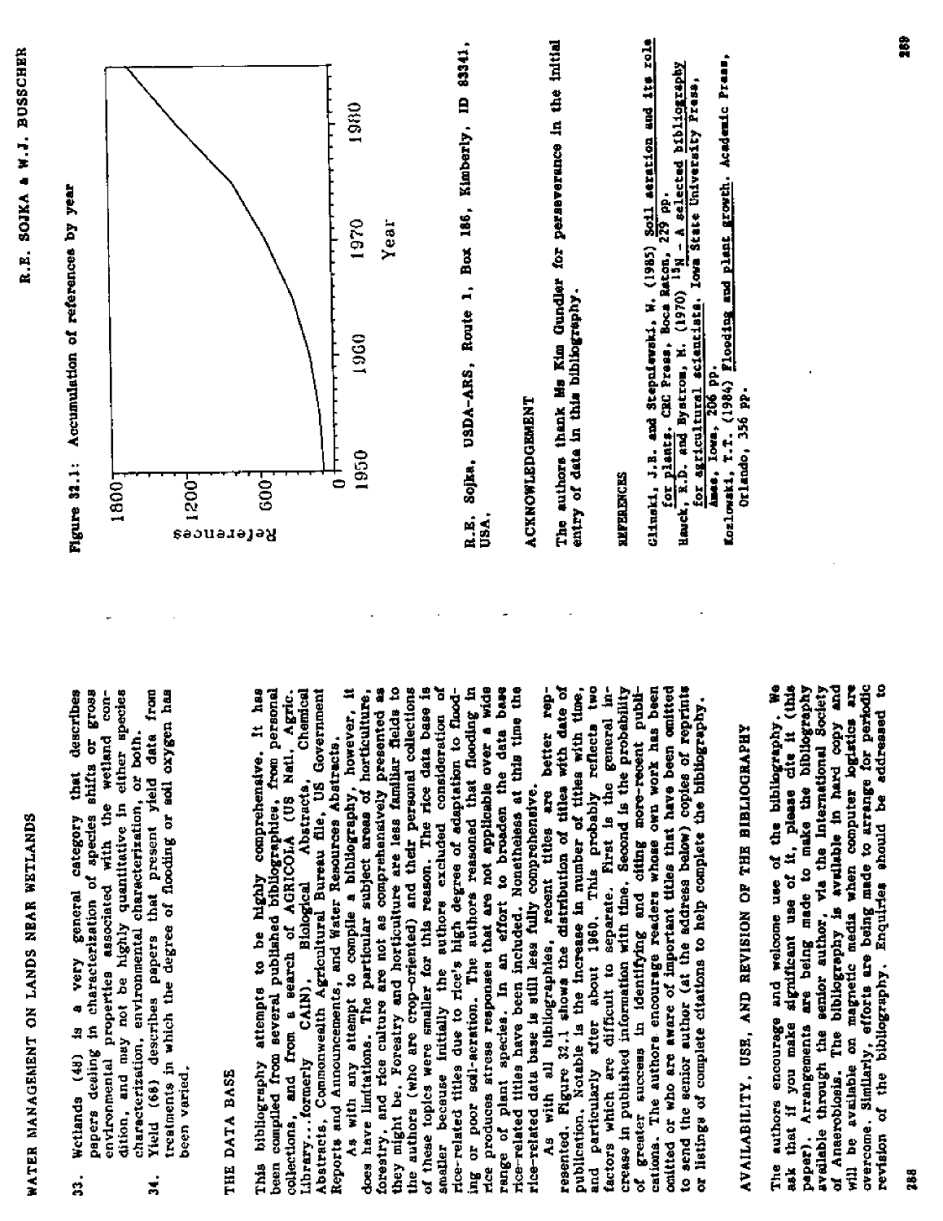33. Wetlands (48) is a very general category that describes papers dealing in characterization of species shifts or gross environmental properties associated with the wetland condition, and may not be highly quantitative in either species characterization, environmental characterization, or both.
34. Yield (68) describes papers that present yield data from treatments in which the degree of flooding or soil oxygen has been varied.

## THE DATA BASE

This bibliography attempts to be highly comprehensive. It has been compiled from several published bibliographies, from personal collections, and from a search of AGRICOLA (US Natl. Agric. Library... formerly CAIN), Biological Abstracts, Chemical Abstracts, Commonwealth Agricultural Bureau file, US Government Reports and Announcements, and Water Resources Abstracts.

As with any attempt to compile a bibliography, however, it does have limitations. The particular subject areas of horticulture, forestry, and rice culture are not as comprehensively presented as they might be. Forestry and horticulture are less familiar fields to the authors (who are crop-oriented) and their personal collections of these topics were smaller for this reason. The rice data base is smaller because initially the authors excluded consideration of rice-related titles due to rice's high degree of adaptation to flooding or poor soil-aeration. The authors reasoned that flooding in rice produces stress responses that are not applicable over a wide range of plant species. In an effort to broaden the data base rice-related titles have been included. Nonetheless at this time the rice-related data base is still less fully comprehensive.

As with all bibliographies, recent titles are better represented. Figure 32.1 shows the distribution of titles with date of publication. Notable is the increase in number of titles with time, and particularly after about 1960. This probably reflects two factors which are difficult to separate. First is the general increase in published information with time. Second is the probability of greater success in identifying and citing more-recent publications. The authors encourage readers whose own work has been omitted or who are aware of important titles that have been omitted to send the senior author (at the address below) copies of reprints or listings of complete citations to help complete the bibliography.

## AVAILABILITY, USE, AND REVISION OF THE BIBLIOGRAPHY

The authors encourage and welcome use of the bibliography. We ask that if you make significant use of it, please cite it (this paper). Arrangements are being made to make the bibliography available through the senior author, via the International Society of Anaerobiosis. The bibliography is available in hard copy and will be available on magnetic media when computer logistics are overcome. Similarly, efforts are being made to arrange for periodic revision of the bibliography. Enquiries should be addressed to

Figure 32.1: Accumulation of references by year

References
1800
1200
600
0
1950
1960
1970
1980
Year

R.E. Sojka, USDA-ARS, Route 1, Box 186, Kimberly, ID 83341, USA.

## ACKNOWLEDGEMENT

The authors thank Ms Kim Gundler for perseverance in the initial entry of data in this bibliography.

## REFERENCES

Glinski, J.B. and Stepniewski, W. (1985) Soil aeration and its role for plants. CRC Press, Boca Raton, 229 pp.

Hauck, R.D. and Bystrom, M. (1970) $^{15}$N - A selected bibliography for agricultural scientists. Iowa State University Press, Ames, Iowa, 206 pp.

Kozlowski, T.T. (1984) Flooding and plant growth. Academic Press, Orlando, 356 pp.